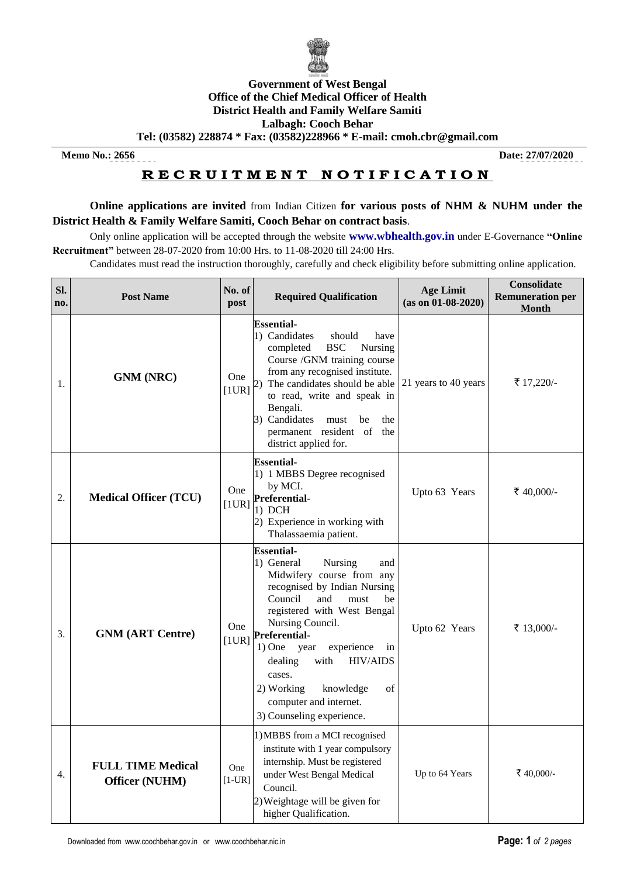**Government of West Bengal**
**Office of the Chief Medical Officer of Health**
**District Health and Family Welfare Samiti**
**Lalbagh: Cooch Behar**
**Tel: (03582) 228874 * Fax: (03582)228966 * E-mail: cmoh.cbr@gmail.com**

**Memo No.: 2656** **Date: 27/07/2020**

# R E C R U I T M E N T N O T I F I C A T I O N

**Online applications are invited** from Indian Citizen **for various posts of NHM & NUHM under the District Health & Family Welfare Samiti, Cooch Behar on contract basis**.

Only online application will be accepted through the website **www.wbhealth.gov.in** under E-Governance **"Online Recruitment"** between 28-07-2020 from 10:00 Hrs. to 11-08-2020 till 24:00 Hrs.

Candidates must read the instruction thoroughly, carefully and check eligibility before submitting online application.

| Sl. no. | Post Name | No. of post | Required Qualification | Age Limit (as on 01-08-2020) | Consolidate Remuneration per Month |
|---|---|---|---|---|---|
| 1. | **GNM (NRC)** | One [1UR] | **Essential-** 1) Candidates should have completed BSC Nursing Course /GNM training course from any recognised institute. 2) The candidates should be able to read, write and speak in Bengali. 3) Candidates must be the permanent resident of the district applied for. | 21 years to 40 years | ₹ 17,220/- |
| 2. | **Medical Officer (TCU)** | One [1UR] | **Essential-** 1) 1 MBBS Degree recognised by MCI. **Preferential-** 1) DCH 2) Experience in working with Thalassaemia patient. | Upto 63 Years | ₹ 40,000/- |
| 3. | **GNM (ART Centre)** | One [1UR] | **Essential-** 1) General Nursing and Midwifery course from any recognised by Indian Nursing Council and must be registered with West Bengal Nursing Council. **Preferential-** 1) One year experience in dealing with HIV/AIDS cases. 2) Working knowledge of computer and internet. 3) Counseling experience. | Upto 62 Years | ₹ 13,000/- |
| 4. | **FULL TIME Medical Officer (NUHM)** | One [1-UR] | 1) MBBS from a MCI recognised institute with 1 year compulsory internship. Must be registered under West Bengal Medical Council. 2) Weightage will be given for higher Qualification. | Up to 64 Years | ₹ 40,000/- |

Downloaded from www.coochbehar.gov.in or www.coochbehar.nic.in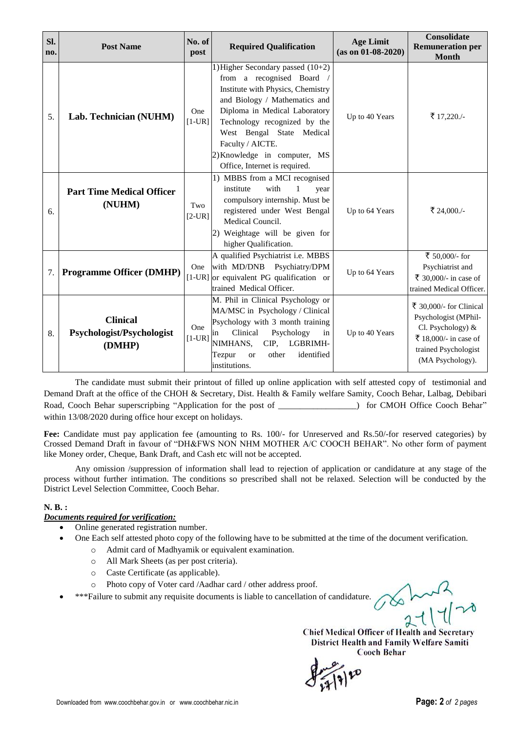| Sl. no. | Post Name | No. of post | Required Qualification | Age Limit (as on 01-08-2020) | Consolidate Remuneration per Month |
|---|---|---|---|---|---|
| 5. | **Lab. Technician (NUHM)** | One [1-UR] | 1) Higher Secondary passed (10+2) from a recognised Board / Institute with Physics, Chemistry and Biology / Mathematics and Diploma in Medical Laboratory Technology recognized by the West Bengal State Medical Faculty / AICTE.<br>2) Knowledge in computer, MS Office, Internet is required. | Up to 40 Years | ₹ 17,220./- |
| 6. | **Part Time Medical Officer (NUHM)** | Two [2-UR] | 1) MBBS from a MCI recognised institute with 1 year compulsory internship. Must be registered under West Bengal Medical Council.<br>2) Weightage will be given for higher Qualification. | Up to 64 Years | ₹ 24,000./- |
| 7. | **Programme Officer (DMHP)** | One [1-UR] | A qualified Psychiatrist i.e. MBBS with MD/DNB Psychiatry/DPM or equivalent PG qualification or trained Medical Officer. | Up to 64 Years | ₹ 50,000/- for Psychiatrist and ₹ 30,000/- in case of trained Medical Officer. |
| 8. | **Clinical Psychologist/Psychologist (DMHP)** | One [1-UR] | M. Phil in Clinical Psychology or MA/MSC in Psychology / Clinical Psychology with 3 month training in Clinical Psychology in NIMHANS, CIP, LGBRIMH-Tezpur or other identified institutions. | Up to 40 Years | ₹ 30,000/- for Clinical Psychologist (MPhil-Cl. Psychology) & ₹ 18,000/- in case of trained Psychologist (MA Psychology). |

The candidate must submit their printout of filled up online application with self attested copy of testimonial and Demand Draft at the office of the CHOH & Secretary, Dist. Health & Family welfare Samity, Cooch Behar, Lalbag, Debibari Road, Cooch Behar superscripbing "Application for the post of __________________) for CMOH Office Cooch Behar" within 13/08/2020 during office hour except on holidays.

**Fee:** Candidate must pay application fee (amounting to Rs. 100/- for Unreserved and Rs.50/-for reserved categories) by Crossed Demand Draft in favour of "DH&FWS NON NHM MOTHER A/C COOCH BEHAR". No other form of payment like Money order, Cheque, Bank Draft, and Cash etc will not be accepted.

Any omission /suppression of information shall lead to rejection of application or candidature at any stage of the process without further intimation. The conditions so prescribed shall not be relaxed. Selection will be conducted by the District Level Selection Committee, Cooch Behar.

**N. B. :**

***Documents required for verification:***

- Online generated registration number.
- One Each self attested photo copy of the following have to be submitted at the time of the document verification.
    - Admit card of Madhyamik or equivalent examination.
    - All Mark Sheets (as per post criteria).
    - Caste Certificate (as applicable).
    - Photo copy of Voter card /Aadhar card / other address proof.
- ***Failure to submit any requisite documents is liable to cancellation of candidature.

27/7/20

**Chief Medical Officer of Health and Secretary**
**District Health and Family Welfare Samiti**
**Cooch Behar**

27/7/20

Downloaded from www.coochbehar.gov.in or www.coochbehar.nic.in